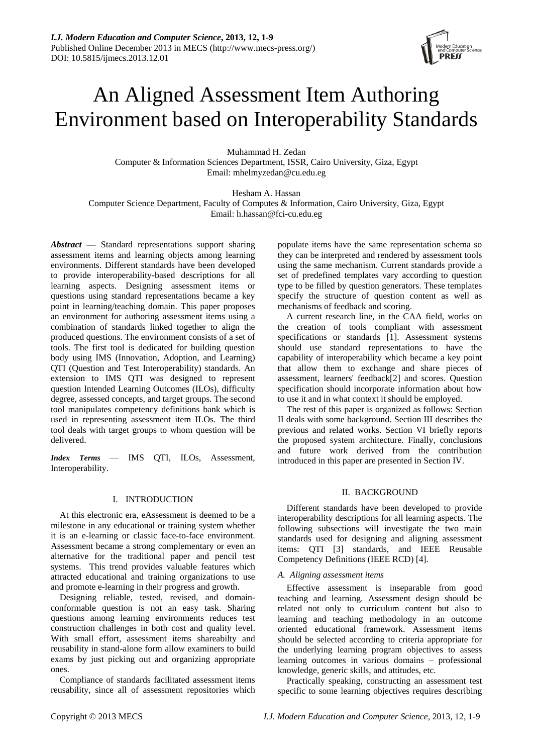# An Aligned Assessment Item Authoring Environment based on Interoperability Standards

Muhammad H. Zedan
Computer & Information Sciences Department, ISSR, Cairo University, Giza, Egypt
Email: mhelmyzedan@cu.edu.eg

Hesham A. Hassan
Computer Science Department, Faculty of Computes & Information, Cairo University, Giza, Egypt
Email: h.hassan@fci-cu.edu.eg

***Abstract*** **—** Standard representations support sharing assessment items and learning objects among learning environments. Different standards have been developed to provide interoperability-based descriptions for all learning aspects. Designing assessment items or questions using standard representations became a key point in learning/teaching domain. This paper proposes an environment for authoring assessment items using a combination of standards linked together to align the produced questions. The environment consists of a set of tools. The first tool is dedicated for building question body using IMS (Innovation, Adoption, and Learning) QTI (Question and Test Interoperability) standards. An extension to IMS QTI was designed to represent question Intended Learning Outcomes (ILOs), difficulty degree, assessed concepts, and target groups. The second tool manipulates competency definitions bank which is used in representing assessment item ILOs. The third tool deals with target groups to whom question will be delivered.

***Index Terms*** — IMS QTI, ILOs, Assessment, Interoperability.

## I. INTRODUCTION

At this electronic era, eAssessment is deemed to be a milestone in any educational or training system whether it is an e-learning or classic face-to-face environment. Assessment became a strong complementary or even an alternative for the traditional paper and pencil test systems. This trend provides valuable features which attracted educational and training organizations to use and promote e-learning in their progress and growth.

Designing reliable, tested, revised, and domain-conformable question is not an easy task. Sharing questions among learning environments reduces test construction challenges in both cost and quality level. With small effort, assessment items shareabilty and reusability in stand-alone form allow examiners to build exams by just picking out and organizing appropriate ones.

Compliance of standards facilitated assessment items reusability, since all of assessment repositories which populate items have the same representation schema so they can be interpreted and rendered by assessment tools using the same mechanism. Current standards provide a set of predefined templates vary according to question type to be filled by question generators. These templates specify the structure of question content as well as mechanisms of feedback and scoring.

A current research line, in the CAA field, works on the creation of tools compliant with assessment specifications or standards [1]. Assessment systems should use standard representations to have the capability of interoperability which became a key point that allow them to exchange and share pieces of assessment, learners' feedback[2] and scores. Question specification should incorporate information about how to use it and in what context it should be employed.

The rest of this paper is organized as follows: Section II deals with some background. Section III describes the previous and related works. Section VI briefly reports the proposed system architecture. Finally, conclusions and future work derived from the contribution introduced in this paper are presented in Section IV.

## II. BACKGROUND

Different standards have been developed to provide interoperability descriptions for all learning aspects. The following subsections will investigate the two main standards used for designing and aligning assessment items: QTI [3] standards, and IEEE Reusable Competency Definitions (IEEE RCD) [4].

### *A. Aligning assessment items*

Effective assessment is inseparable from good teaching and learning. Assessment design should be related not only to curriculum content but also to learning and teaching methodology in an outcome oriented educational framework. Assessment items should be selected according to criteria appropriate for the underlying learning program objectives to assess learning outcomes in various domains – professional knowledge, generic skills, and attitudes, etc.

Practically speaking, constructing an assessment test specific to some learning objectives requires describing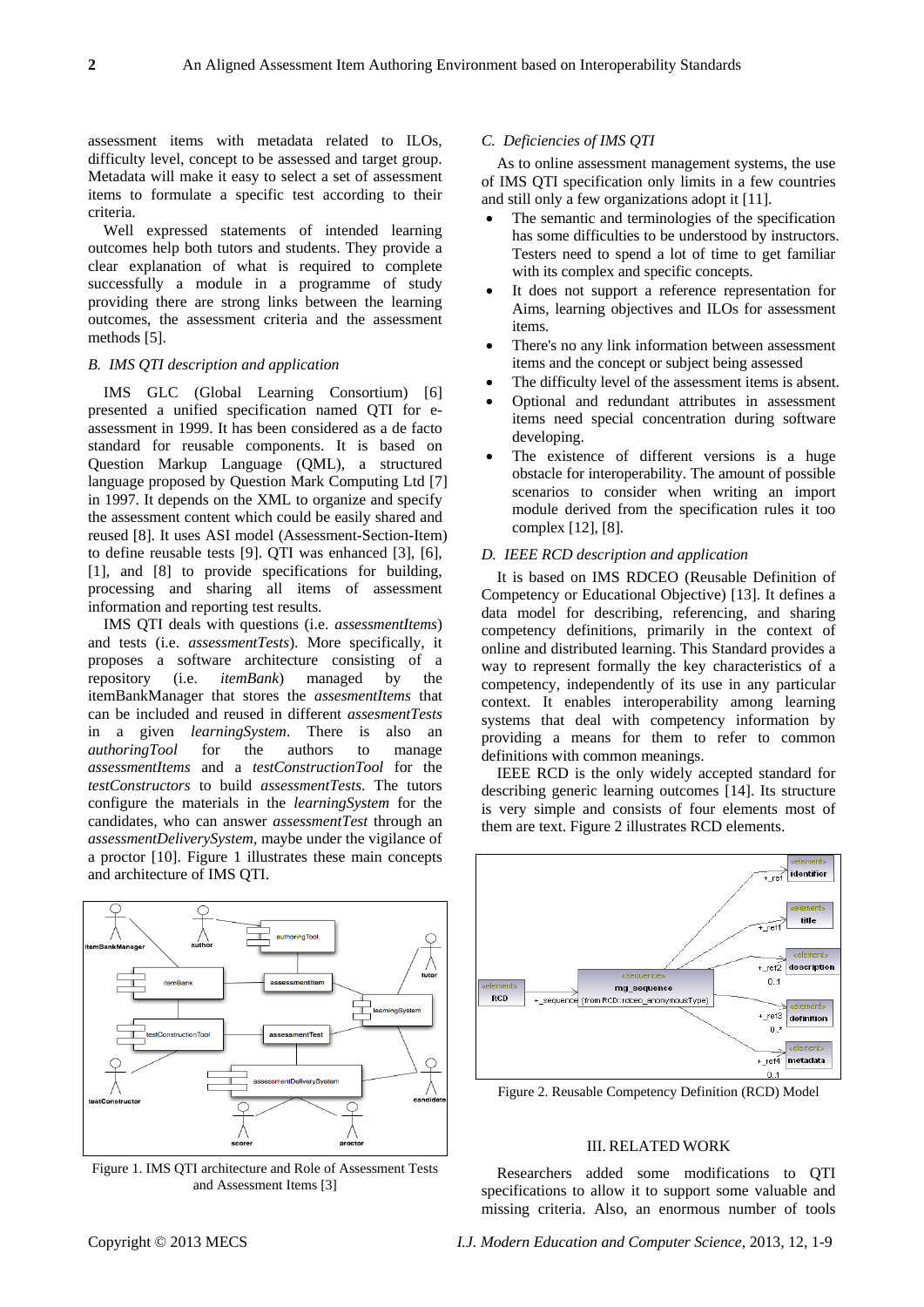assessment items with metadata related to ILOs, difficulty level, concept to be assessed and target group. Metadata will make it easy to select a set of assessment items to formulate a specific test according to their criteria.

Well expressed statements of intended learning outcomes help both tutors and students. They provide a clear explanation of what is required to complete successfully a module in a programme of study providing there are strong links between the learning outcomes, the assessment criteria and the assessment methods [5].

### *B. IMS QTI description and application*

IMS GLC (Global Learning Consortium) [6] presented a unified specification named QTI for e-assessment in 1999. It has been considered as a de facto standard for reusable components. It is based on Question Markup Language (QML), a structured language proposed by Question Mark Computing Ltd [7] in 1997. It depends on the XML to organize and specify the assessment content which could be easily shared and reused [8]. It uses ASI model (Assessment-Section-Item) to define reusable tests [9]. QTI was enhanced [3], [6], [1], and [8] to provide specifications for building, processing and sharing all items of assessment information and reporting test results.

IMS QTI deals with questions (i.e. *assessmentItems*) and tests (i.e. *assessmentTests*). More specifically, it proposes a software architecture consisting of a repository (i.e. *itemBank*) managed by the itemBankManager that stores the *assesmentItems* that can be included and reused in different *assessmentTests* in a given *learningSystem*. There is also an *authoringTool* for the authors to manage *assessmentItems* and a *testConstructionTool* for the *testConstructors* to build *assessmentTests*. The tutors configure the materials in the *learningSystem* for the candidates, who can answer *assessmentTest* through an *assessmentDeliverySystem*, maybe under the vigilance of a proctor [10]. Figure 1 illustrates these main concepts and architecture of IMS QTI.

itemBankManager
author
authoringTool
tutor
itemBank
assessmentItem
learningSystem
testConstructionTool
assessmentTest
assessmentDeliverySystem
testConstructor
candidate
scorer
proctor

Figure 1. IMS QTI architecture and Role of Assessment Tests and Assessment Items [3]

### *C. Deficiencies of IMS QTI*

As to online assessment management systems, the use of IMS QTI specification only limits in a few countries and still only a few organizations adopt it [11].

- The semantic and terminologies of the specification has some difficulties to be understood by instructors. Testers need to spend a lot of time to get familiar with its complex and specific concepts.
- It does not support a reference representation for Aims, learning objectives and ILOs for assessment items.
- There's no any link information between assessment items and the concept or subject being assessed
- The difficulty level of the assessment items is absent.
- Optional and redundant attributes in assessment items need special concentration during software developing.
- The existence of different versions is a huge obstacle for interoperability. The amount of possible scenarios to consider when writing an import module derived from the specification rules it too complex [12], [8].

### *D. IEEE RCD description and application*

It is based on IMS RDCEO (Reusable Definition of Competency or Educational Objective) [13]. It defines a data model for describing, referencing, and sharing competency definitions, primarily in the context of online and distributed learning. This Standard provides a way to represent formally the key characteristics of a competency, independently of its use in any particular context. It enables interoperability among learning systems that deal with competency information by providing a means for them to refer to common definitions with common meanings.

IEEE RCD is the only widely accepted standard for describing generic learning outcomes [14]. Its structure is very simple and consists of four elements most of them are text. Figure 2 illustrates RCD elements.

«element» RCD
+_sequence
«sequence» rng_sequence (from RCD::rdceo_anonymousType)
+_ref «element» identifier
+_ref1 «element» title
+_ref2 0..1 «element» description
+_ref3 0..* «element» definition
+_ref4 0..1 «element» metadata

Figure 2. Reusable Competency Definition (RCD) Model

## III. RELATED WORK

Researchers added some modifications to QTI specifications to allow it to support some valuable and missing criteria. Also, an enormous number of tools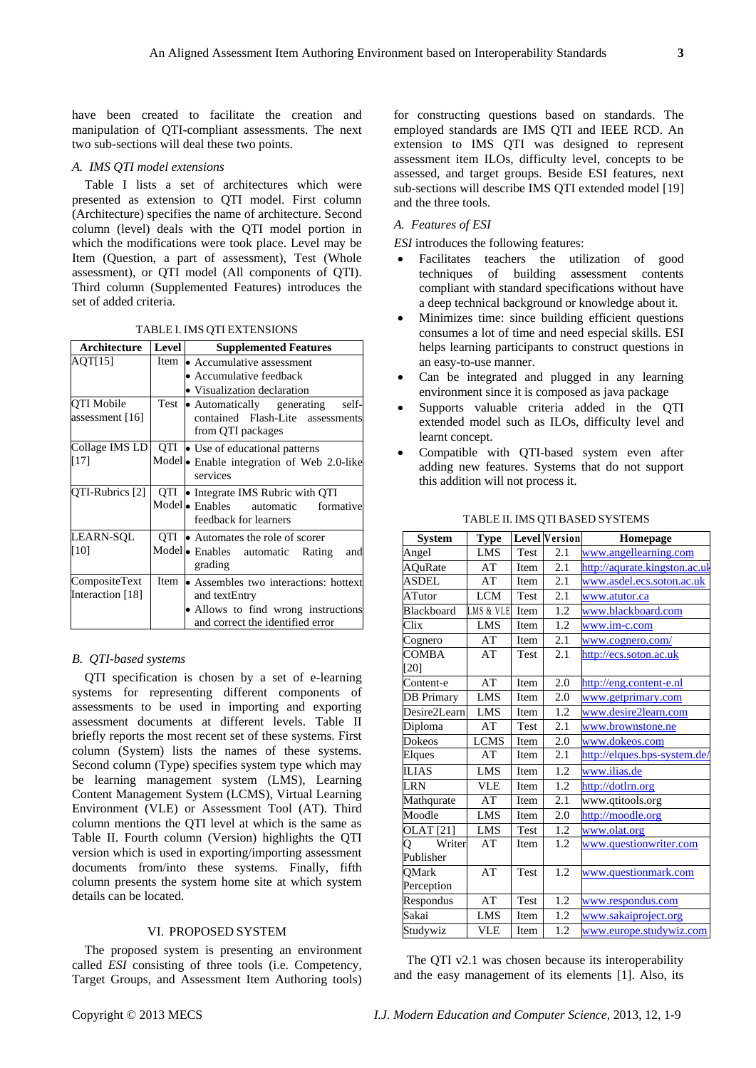have been created to facilitate the creation and manipulation of QTI-compliant assessments. The next two sub-sections will deal these two points.

### A. IMS QTI model extensions

Table I lists a set of architectures which were presented as extension to QTI model. First column (Architecture) specifies the name of architecture. Second column (level) deals with the QTI model portion in which the modifications were took place. Level may be Item (Question, a part of assessment), Test (Whole assessment), or QTI model (All components of QTI). Third column (Supplemented Features) introduces the set of added criteria.

TABLE I. IMS QTI EXTENSIONS

| Architecture | Level | Supplemented Features |
|---|---|---|
| AQT[15] | Item | • Accumulative assessment<br>• Accumulative feedback<br>• Visualization declaration |
| QTI Mobile assessment [16] | Test | • Automatically generating self-contained Flash-Lite assessments from QTI packages |
| Collage IMS LD [17] | QTI Model | • Use of educational patterns<br>• Enable integration of Web 2.0-like services |
| QTI-Rubrics [2] | QTI Model | • Integrate IMS Rubric with QTI<br>• Enables automatic formative feedback for learners |
| LEARN-SQL [10] | QTI Model | • Automates the role of scorer<br>• Enables automatic Rating and grading |
| CompositeText Interaction [18] | Item | • Assembles two interactions: hottext and textEntry<br>• Allows to find wrong instructions and correct the identified error |

### B. QTI-based systems

QTI specification is chosen by a set of e-learning systems for representing different components of assessments to be used in importing and exporting assessment documents at different levels. Table II briefly reports the most recent set of these systems. First column (System) lists the names of these systems. Second column (Type) specifies system type which may be learning management system (LMS), Learning Content Management System (LCMS), Virtual Learning Environment (VLE) or Assessment Tool (AT). Third column mentions the QTI level at which is the same as Table II. Fourth column (Version) highlights the QTI version which is used in exporting/importing assessment documents from/into these systems. Finally, fifth column presents the system home site at which system details can be located.

## VI. PROPOSED SYSTEM

The proposed system is presenting an environment called *ESI* consisting of three tools (i.e. Competency, Target Groups, and Assessment Item Authoring tools) for constructing questions based on standards. The employed standards are IMS QTI and IEEE RCD. An extension to IMS QTI was designed to represent assessment item ILOs, difficulty level, concepts to be assessed, and target groups. Beside ESI features, next sub-sections will describe IMS QTI extended model [19] and the three tools.

### A. Features of ESI

*ESI* introduces the following features:

- Facilitates teachers the utilization of good techniques of building assessment contents compliant with standard specifications without have a deep technical background or knowledge about it.
- Minimizes time: since building efficient questions consumes a lot of time and need especial skills. ESI helps learning participants to construct questions in an easy-to-use manner.
- Can be integrated and plugged in any learning environment since it is composed as java package
- Supports valuable criteria added in the QTI extended model such as ILOs, difficulty level and learnt concept.
- Compatible with QTI-based system even after adding new features. Systems that do not support this addition will not process it.

TABLE II. IMS QTI BASED SYSTEMS

| System | Type | Level | Version | Homepage |
|---|---|---|---|---|
| Angel | LMS | Test | 2.1 | www.angellearning.com |
| AQuRate | AT | Item | 2.1 | http://aqurate.kingston.ac.uk |
| ASDEL | AT | Item | 2.1 | www.asdel.ecs.soton.ac.uk |
| ATutor | LCM | Test | 2.1 | www.atutor.ca |
| Blackboard | LMS & VLE | Item | 1.2 | www.blackboard.com |
| Clix | LMS | Item | 1.2 | www.im-c.com |
| Cognero | AT | Item | 2.1 | www.cognero.com/ |
| COMBA [20] | AT | Test | 2.1 | http://ecs.soton.ac.uk |
| Content-e | AT | Item | 2.0 | http://eng.content-e.nl |
| DB Primary | LMS | Item | 2.0 | www.getprimary.com |
| Desire2Learn | LMS | Item | 1.2 | www.desire2learn.com |
| Diploma | AT | Test | 2.1 | www.brownstone.ne |
| Dokeos | LCMS | Item | 2.0 | www.dokeos.com |
| Elques | AT | Item | 2.1 | http://elques.bps-system.de/ |
| ILIAS | LMS | Item | 1.2 | www.ilias.de |
| LRN | VLE | Item | 1.2 | http://dotlrn.org |
| Mathqurate | AT | Item | 2.1 | www.qtitools.org |
| Moodle | LMS | Item | 2.0 | http://moodle.org |
| OLAT [21] | LMS | Test | 1.2 | www.olat.org |
| Q Writer Publisher | AT | Item | 1.2 | www.questionwriter.com |
| QMark Perception | AT | Test | 1.2 | www.questionmark.com |
| Respondus | AT | Test | 1.2 | www.respondus.com |
| Sakai | LMS | Item | 1.2 | www.sakaiproject.org |
| Studywiz | VLE | Item | 1.2 | www.europe.studywiz.com |

The QTI v2.1 was chosen because its interoperability and the easy management of its elements [1]. Also, its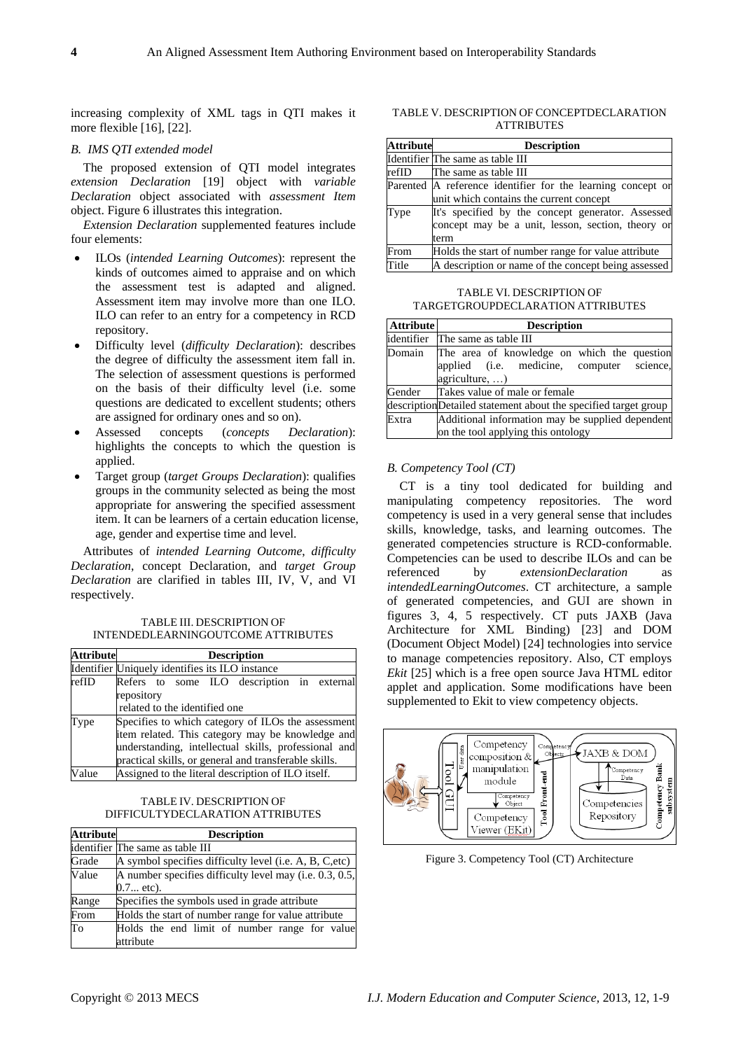increasing complexity of XML tags in QTI makes it more flexible [16], [22].

### B. IMS QTI extended model

The proposed extension of QTI model integrates *extension Declaration* [19] object with *variable Declaration* object associated with *assessment Item* object. Figure 6 illustrates this integration.

*Extension Declaration* supplemented features include four elements:

- ILOs (*intended Learning Outcomes*): represent the kinds of outcomes aimed to appraise and on which the assessment test is adapted and aligned. Assessment item may involve more than one ILO. ILO can refer to an entry for a competency in RCD repository.
- Difficulty level (*difficulty Declaration*): describes the degree of difficulty the assessment item fall in. The selection of assessment questions is performed on the basis of their difficulty level (i.e. some questions are dedicated to excellent students; others are assigned for ordinary ones and so on).
- Assessed concepts (*concepts Declaration*): highlights the concepts to which the question is applied.
- Target group (*target Groups Declaration*): qualifies groups in the community selected as being the most appropriate for answering the specified assessment item. It can be learners of a certain education license, age, gender and expertise time and level.

Attributes of *intended Learning Outcome, difficulty Declaration*, concept Declaration, and *target Group Declaration* are clarified in tables III, IV, V, and VI respectively.

TABLE III. DESCRIPTION OF INTENDEDLEARNINGOUTCOME ATTRIBUTES

| Attribute | Description |
|---|---|
| Identifier | Uniquely identifies its ILO instance |
| refID | Refers to some ILO description in external repository related to the identified one |
| Type | Specifies to which category of ILOs the assessment item related. This category may be knowledge and understanding, intellectual skills, professional and practical skills, or general and transferable skills. |
| Value | Assigned to the literal description of ILO itself. |

TABLE IV. DESCRIPTION OF DIFFICULTYDECLARATION ATTRIBUTES

| Attribute | Description |
|---|---|
| identifier | The same as table III |
| Grade | A symbol specifies difficulty level (i.e. A, B, C,etc) |
| Value | A number specifies difficulty level may (i.e. 0.3, 0.5, 0.7... etc). |
| Range | Specifies the symbols used in grade attribute |
| From | Holds the start of number range for value attribute |
| To | Holds the end limit of number range for value attribute |

TABLE V. DESCRIPTION OF CONCEPTDECLARATION ATTRIBUTES

| Attribute | Description |
|---|---|
| Identifier | The same as table III |
| refID | The same as table III |
| Parented | A reference identifier for the learning concept or unit which contains the current concept |
| Type | It's specified by the concept generator. Assessed concept may be a unit, lesson, section, theory or term |
| From | Holds the start of number range for value attribute |
| Title | A description or name of the concept being assessed |

TABLE VI. DESCRIPTION OF TARGETGROUPDECLARATION ATTRIBUTES

| Attribute | Description |
|---|---|
| identifier | The same as table III |
| Domain | The area of knowledge on which the question applied (i.e. medicine, computer science, agriculture, …) |
| Gender | Takes value of male or female |
| description | Detailed statement about the specified target group |
| Extra | Additional information may be supplied dependent on the tool applying this ontology |

### B. Competency Tool (CT)

CT is a tiny tool dedicated for building and manipulating competency repositories. The word competency is used in a very general sense that includes skills, knowledge, tasks, and learning outcomes. The generated competencies structure is RCD-conformable. Competencies can be used to describe ILOs and can be referenced by *extensionDeclaration* as *intendedLearningOutcomes*. CT architecture, a sample of generated competencies, and GUI are shown in figures 3, 4, 5 respectively. CT puts JAXB (Java Architecture for XML Binding) [23] and DOM (Document Object Model) [24] technologies into service to manage competencies repository. Also, CT employs *Ekit* [25] which is a free open source Java HTML editor applet and application. Some modifications have been supplemented to Ekit to view competency objects.

Tool GUI
User data
Competency composition & manipulation module
Competency Object
Competency Viewer (EKit)
Tool Front-end
Competency Objects
JAXB & DOM
Competency Data
Competencies Repository
Competency Bank subsystem

Figure 3. Competency Tool (CT) Architecture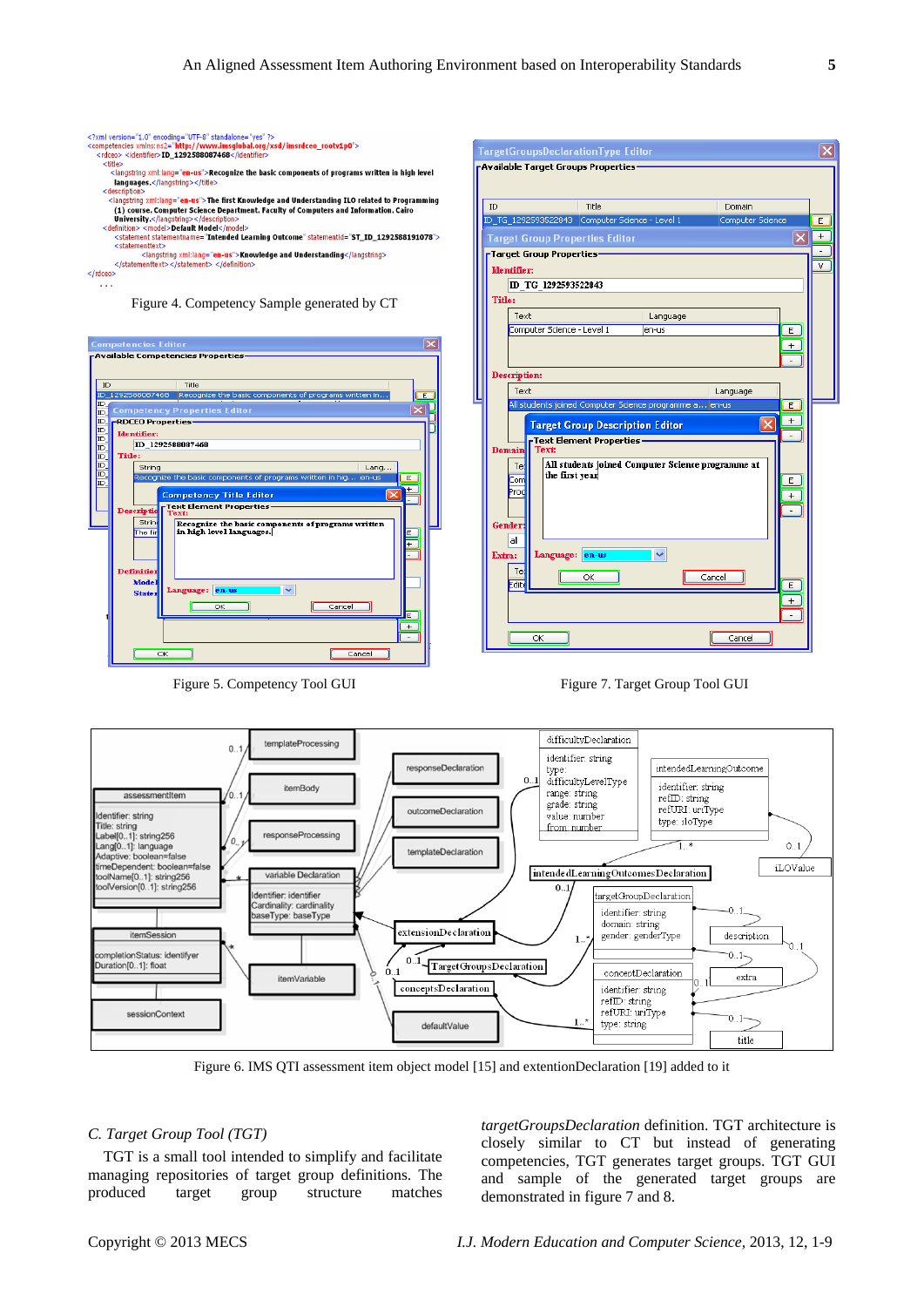Figure 4. Competency Sample generated by CT

Figure 5. Competency Tool GUI

Figure 7. Target Group Tool GUI

Figure 6. IMS QTI assessment item object model [15] and extentionDeclaration [19] added to it

*C. Target Group Tool (TGT)*

TGT is a small tool intended to simplify and facilitate managing repositories of target group definitions. The produced target group structure matches *targetGroupsDeclaration* definition. TGT architecture is closely similar to CT but instead of generating competencies, TGT generates target groups. TGT GUI and sample of the generated target groups are demonstrated in figure 7 and 8.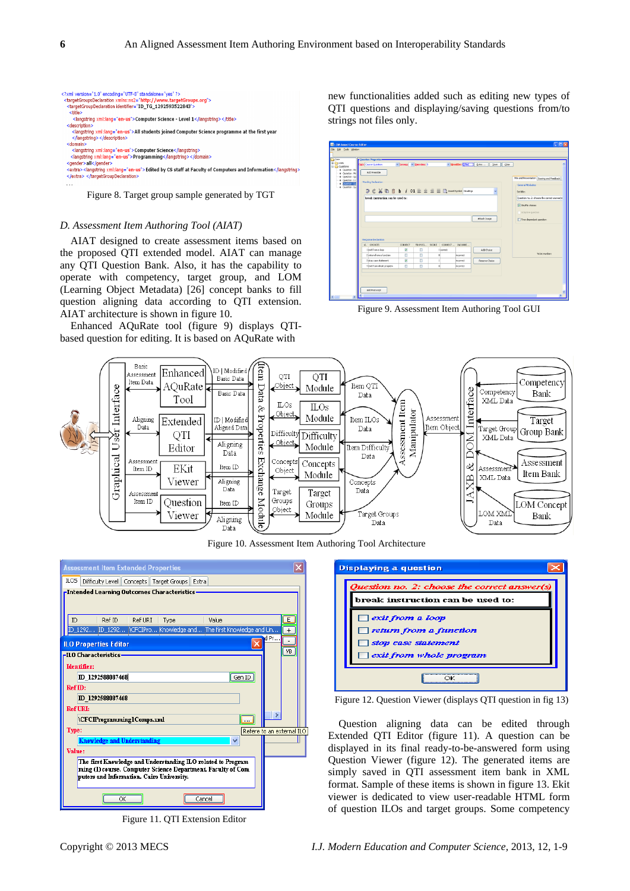```
<?xml version="1.0" encoding="UTF-8" standalone="yes" ?>
<targetGroupsDeclaration xmlns:ns2="http://www.targetGroups.org">
<targetGroupDeclaration identifier="ID_TG_1292593522843">
<title>
<langstring xml:lang="en-us">Computer Science - Level 1</langstring></title>
<description>
<langstring xml:lang="en-us">All students joined Computer Science programme at the first year
</langstring></description>
<domain>
<langstring xml:lang="en-us">Computer Science</langstring>
<langstring xml:lang="en-us">Programming</langstring></domain>
<gender>all</gender>
<extra><langstring xml:lang="en-us">Edited by CS staff at Faculty of Computers and Information</langstring>
</extra></targetGroupDeclaration>
...
```

Figure 8. Target group sample generated by TGT

*D. Assessment Item Authoring Tool (AIAT)*

AIAT designed to create assessment items based on the proposed QTI extended model. AIAT can manage any QTI Question Bank. Also, it has the capability to operate with competency, target group, and LOM (Learning Object Metadata) [26] concept banks to fill question aligning data according to QTI extension. AIAT architecture is shown in figure 10.

Enhanced AQuRate tool (figure 9) displays QTI-based question for editing. It is based on AQuRate with new functionalities added such as editing new types of QTI questions and displaying/saving questions from/to strings not files only.

Figure 9. Assessment Item Authoring Tool GUI

Figure 10. Assessment Item Authoring Tool Architecture

Figure 11. QTI Extension Editor

Figure 12. Question Viewer (displays QTI question in fig 13)

Question aligning data can be edited through Extended QTI Editor (figure 11). A question can be displayed in its final ready-to-be-answered form using Question Viewer (figure 12). The generated items are simply saved in QTI assessment item bank in XML format. Sample of these items is shown in figure 13. Ekit viewer is dedicated to view user-readable HTML form of question ILOs and target groups. Some competency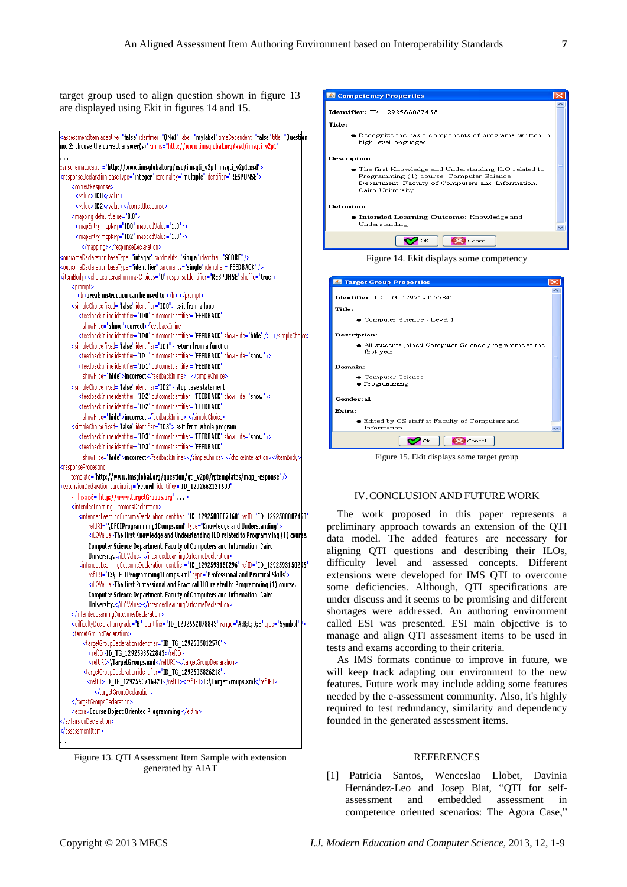target group used to align question shown in figure 13 are displayed using Ekit in figures 14 and 15.

```
<assessmentItem adaptive='false' identifier='QNo1' label='mylabel' timeDependent='false' title='Question no. 2: choose the correct answer(s)' xmlns='http://www.imsglobal.org/xsd/imsqti_v2p1'
...
xsi:schemaLocation='http://www.imsglobal.org/xsd/imsqti_v2p1 imsqti_v2p1.xsd'>
<responseDeclaration baseType='integer' cardinality='multiple' identifier='RESPONSE'>
  <correctResponse>
    <value>ID0</value>
    <value>ID2</value></correctResponse>
  <mapping defaultValue='0.0'>
    <mapEntry mapKey='ID0' mappedValue='1.0' />
    <mapEntry mapKey='ID2' mappedValue='1.0' />
      </mapping></responseDeclaration>
<outcomeDeclaration baseType='integer' cardinality='single' identifier='SCORE' />
<outcomeDeclaration baseType='identifier' cardinality='single' identifier='FEEDBACK' />
<itemBody><choiceInteraction maxChoices='0' responseIdentifier='RESPONSE' shuffle='true'>
  <prompt>
    <b>break instruction can be used to:</b> </prompt>
  <simpleChoice fixed='false' identifier='ID0'> exit from a loop
    <feedbackInline identifier='ID0' outcomeIdentifier='FEEDBACK'
      showHide='show'>correct</feedbackInline>
    <feedbackInline identifier='ID0' outcomeIdentifier='FEEDBACK' showHide='hide' /> </simpleChoice>
  <simpleChoice fixed='false' identifier='ID1'> return from a function
    <feedbackInline identifier='ID1' outcomeIdentifier='FEEDBACK' showHide='show' />
    <feedbackInline identifier='ID1' outcomeIdentifier='FEEDBACK'
      showHide='hide'>incorrect</feedbackInline> </simpleChoice>
  <simpleChoice fixed='false' identifier='ID2'> stop case statement
    <feedbackInline identifier='ID2' outcomeIdentifier='FEEDBACK' showHide='show' />
    <feedbackInline identifier='ID2' outcomeIdentifier='FEEDBACK'
      showHide='hide'>incorrect</feedbackInline></simpleChoice>
  <simpleChoice fixed='false' identifier='ID3'> exit from whole program
    <feedbackInline identifier='ID3' outcomeIdentifier='FEEDBACK' showHide='show' />
    <feedbackInline identifier='ID3' outcomeIdentifier='FEEDBACK'
      showHide='hide'>incorrect</feedbackInline></simpleChoice> </choiceInteraction></itemBody>
<responseProcessing
  template='http://www.imsglobal.org/question/qti_v2p0/rptemplates/map_response' />
<extensionDeclaration cardinality='record' identifier='ID_1292662121609'
  xmlns:ns6='http://www.targetGroups.org' ...>
  <intendedLearningOutcomesDeclaration>
    <intendedLearningOutcomeDeclaration identifier='ID_1292588087468' refID='ID_1292588087468'
      refURI='\CFCIProgramming1Comps.xml' type='Knowledge and Understanding'>
      <iLOValue>The first Knowledge and Understanding ILO related to Programming (1) course.
      Computer Science Department. Faculty of Computers and Information. Cairo
      University.</iLOValue></intendedLearningOutcomeDeclaration>
    <intendedLearningOutcomeDeclaration identifier='ID_1292593150296' refID='ID_1292593150296'
      refURI='C:\CFCIProgramming1Comps.xml' type='Professional and Practical Skills'>
      <iLOValue>The first Professional and Practical ILO related to Programming (1) course.
      Computer Science Department. Faculty of Computers and Information. Cairo
      University.</iLOValue></intendedLearningOutcomeDeclaration>
  </intendedLearningOutcomesDeclaration>
  <difficultyDeclaration grade='B' identifier='ID_1292662078843' range='A;B;C;D;E' type='Symbol' />
  <targetGroupsDeclaration>
    <targetGroupDeclaration identifier='ID_TG_1292605812578'>
      <refID>ID_TG_1292593522843</refID>
      <refURI>\TargetGroups.xml</refURI></targetGroupDeclaration>
    <targetGroupDeclaration identifier='ID_TG_1292605826218'>
      <refID>ID_TG_1292593716421</refID><refURI>C:\TargetGroups.xml</refURI>
        </targetGroupDeclaration>
  </targetGroupsDeclaration>
  <extra>Course Object Oriented Programming </extra>
</extensionDeclaration>
</assessmentItem>
...
```

Figure 13. QTI Assessment Item Sample with extension generated by AIAT

**Competency Properties**

**Identifier:** ID_1292588087468

**Title:**

- Recognize the basic components of programs written in high level languages.

**Description:**

- The first Knowledge and Understanding ILO related to Programming (1) course. Computer Science Department. Faculty of Computers and Information. Cairo University.

**Definition:**

- **Intended Learning Outcome:** Knowledge and Understanding

OK | Cancel

Figure 14. Ekit displays some competency

**Target Group Properties**

**Identifier:** ID_TG_1292593522843

**Title:**

- Computer Science - Level 1

**Description:**

- All students joined Computer Science programme at the first year

**Domain:**

- Computer Science
- Programming

**Gender:** all

**Extra:**

- Edited by CS staff at Faculty of Computers and Information

OK | Cancel

Figure 15. Ekit displays some target group

## IV. CONCLUSION AND FUTURE WORK

The work proposed in this paper represents a preliminary approach towards an extension of the QTI data model. The added features are necessary for aligning QTI questions and describing their ILOs, difficulty level and assessed concepts. Different extensions were developed for IMS QTI to overcome some deficiencies. Although, QTI specifications are under discuss and it seems to be promising and different shortages were addressed. An authoring environment called ESI was presented. ESI main objective is to manage and align QTI assessment items to be used in tests and exams according to their criteria.

As IMS formats continue to improve in future, we will keep track adapting our environment to the new features. Future work may include adding some features needed by the e-assessment community. Also, it's highly required to test redundancy, similarity and dependency founded in the generated assessment items.

## REFERENCES

[1] Patricia Santos, Wenceslao Llobet, Davinia Hernández-Leo and Josep Blat, "QTI for self-assessment and embedded assessment in competence oriented scenarios: The Agora Case,"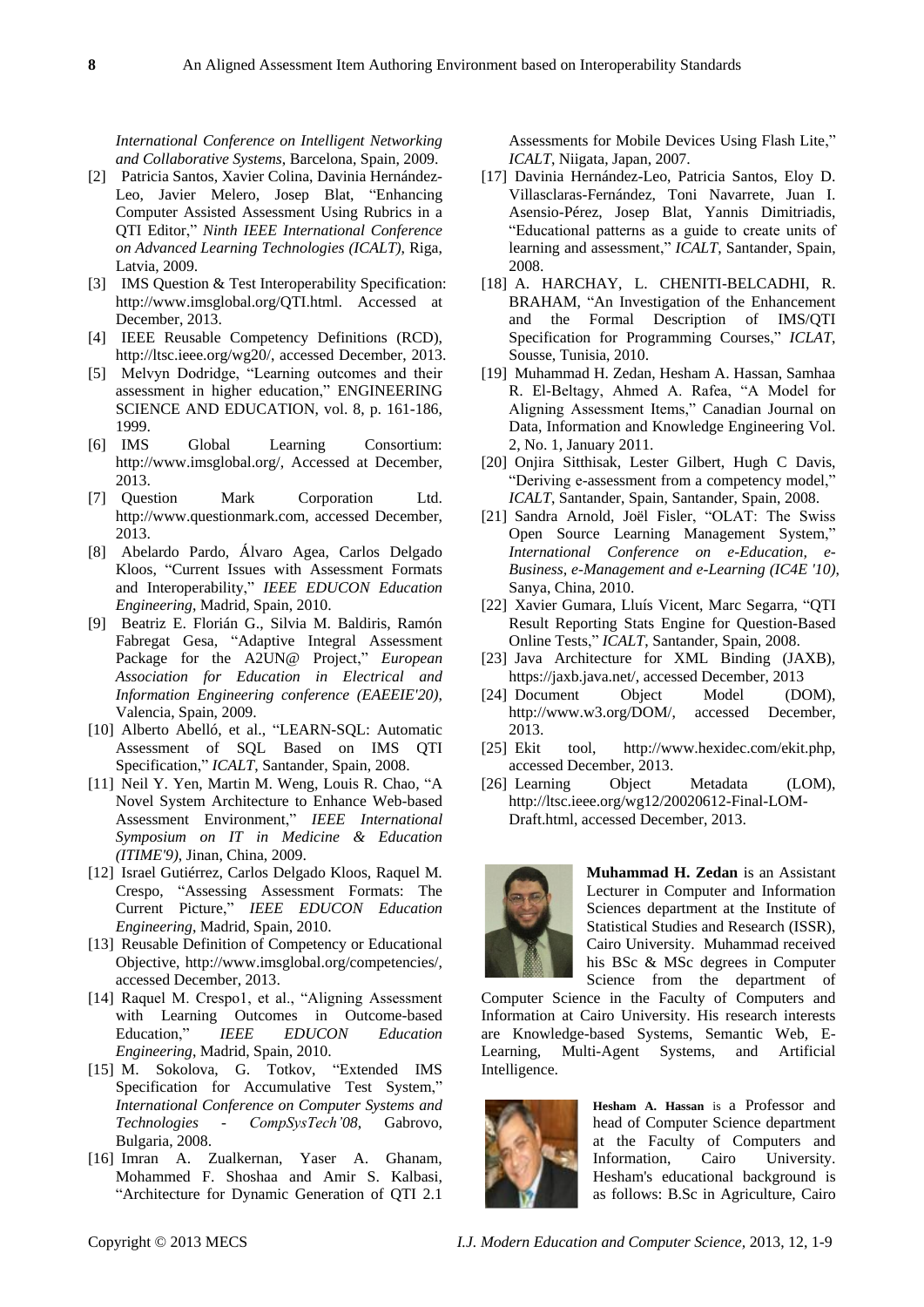*International Conference on Intelligent Networking and Collaborative Systems*, Barcelona, Spain, 2009.

[2] Patricia Santos, Xavier Colina, Davinia Hernández-Leo, Javier Melero, Josep Blat, "Enhancing Computer Assisted Assessment Using Rubrics in a QTI Editor," *Ninth IEEE International Conference on Advanced Learning Technologies (ICALT)*, Riga, Latvia, 2009.

[3] IMS Question & Test Interoperability Specification: http://www.imsglobal.org/QTI.html. Accessed at December, 2013.

[4] IEEE Reusable Competency Definitions (RCD), http://ltsc.ieee.org/wg20/, accessed December, 2013.

[5] Melvyn Dodridge, "Learning outcomes and their assessment in higher education," ENGINEERING SCIENCE AND EDUCATION, vol. 8, p. 161-186, 1999.

[6] IMS Global Learning Consortium: http://www.imsglobal.org/, Accessed at December, 2013.

[7] Question Mark Corporation Ltd. http://www.questionmark.com, accessed December, 2013.

[8] Abelardo Pardo, Álvaro Agea, Carlos Delgado Kloos, "Current Issues with Assessment Formats and Interoperability," *IEEE EDUCON Education Engineering*, Madrid, Spain, 2010.

[9] Beatriz E. Florián G., Silvia M. Baldiris, Ramón Fabregat Gesa, "Adaptive Integral Assessment Package for the A2UN@ Project," *European Association for Education in Electrical and Information Engineering conference (EAEEIE'20)*, Valencia, Spain, 2009.

[10] Alberto Abelló, et al., "LEARN-SQL: Automatic Assessment of SQL Based on IMS QTI Specification," *ICALT*, Santander, Spain, 2008.

[11] Neil Y. Yen, Martin M. Weng, Louis R. Chao, "A Novel System Architecture to Enhance Web-based Assessment Environment," *IEEE International Symposium on IT in Medicine & Education (ITIME'9)*, Jinan, China, 2009.

[12] Israel Gutiérrez, Carlos Delgado Kloos, Raquel M. Crespo, "Assessing Assessment Formats: The Current Picture," *IEEE EDUCON Education Engineering*, Madrid, Spain, 2010.

[13] Reusable Definition of Competency or Educational Objective, http://www.imsglobal.org/competencies/, accessed December, 2013.

[14] Raquel M. Crespo1, et al., "Aligning Assessment with Learning Outcomes in Outcome-based Education," *IEEE EDUCON Education Engineering*, Madrid, Spain, 2010.

[15] M. Sokolova, G. Totkov, "Extended IMS Specification for Accumulative Test System," *International Conference on Computer Systems and Technologies - CompSysTech'08*, Gabrovo, Bulgaria, 2008.

[16] Imran A. Zualkernan, Yaser A. Ghanam, Mohammed F. Shoshaa and Amir S. Kalbasi, "Architecture for Dynamic Generation of QTI 2.1 Assessments for Mobile Devices Using Flash Lite," *ICALT*, Niigata, Japan, 2007.

[17] Davinia Hernández-Leo, Patricia Santos, Eloy D. Villasclaras-Fernández, Toni Navarrete, Juan I. Asensio-Pérez, Josep Blat, Yannis Dimitriadis, "Educational patterns as a guide to create units of learning and assessment," *ICALT*, Santander, Spain, 2008.

[18] A. HARCHAY, L. CHENITI-BELCADHI, R. BRAHAM, "An Investigation of the Enhancement and the Formal Description of IMS/QTI Specification for Programming Courses," *ICLAT*, Sousse, Tunisia, 2010.

[19] Muhammad H. Zedan, Hesham A. Hassan, Samhaa R. El-Beltagy, Ahmed A. Rafea, "A Model for Aligning Assessment Items," Canadian Journal on Data, Information and Knowledge Engineering Vol. 2, No. 1, January 2011.

[20] Onjira Sitthisak, Lester Gilbert, Hugh C Davis, "Deriving e-assessment from a competency model," *ICALT*, Santander, Spain, Santander, Spain, 2008.

[21] Sandra Arnold, Joël Fisler, "OLAT: The Swiss Open Source Learning Management System," *International Conference on e-Education, e-Business, e-Management and e-Learning (IC4E '10)*, Sanya, China, 2010.

[22] Xavier Gumara, Lluís Vicent, Marc Segarra, "QTI Result Reporting Stats Engine for Question-Based Online Tests," *ICALT*, Santander, Spain, 2008.

[23] Java Architecture for XML Binding (JAXB), https://jaxb.java.net/, accessed December, 2013

[24] Document Object Model (DOM), http://www.w3.org/DOM/, accessed December, 2013.

[25] Ekit tool, http://www.hexidec.com/ekit.php, accessed December, 2013.

[26] Learning Object Metadata (LOM), http://ltsc.ieee.org/wg12/20020612-Final-LOM-Draft.html, accessed December, 2013.

**Muhammad H. Zedan** is an Assistant Lecturer in Computer and Information Sciences department at the Institute of Statistical Studies and Research (ISSR), Cairo University. Muhammad received his BSc & MSc degrees in Computer Science from the department of Computer Science in the Faculty of Computers and Information at Cairo University. His research interests are Knowledge-based Systems, Semantic Web, E-Learning, Multi-Agent Systems, and Artificial Intelligence.

**Hesham A. Hassan** is a Professor and head of Computer Science department at the Faculty of Computers and Information, Cairo University. Hesham's educational background is as follows: B.Sc in Agriculture, Cairo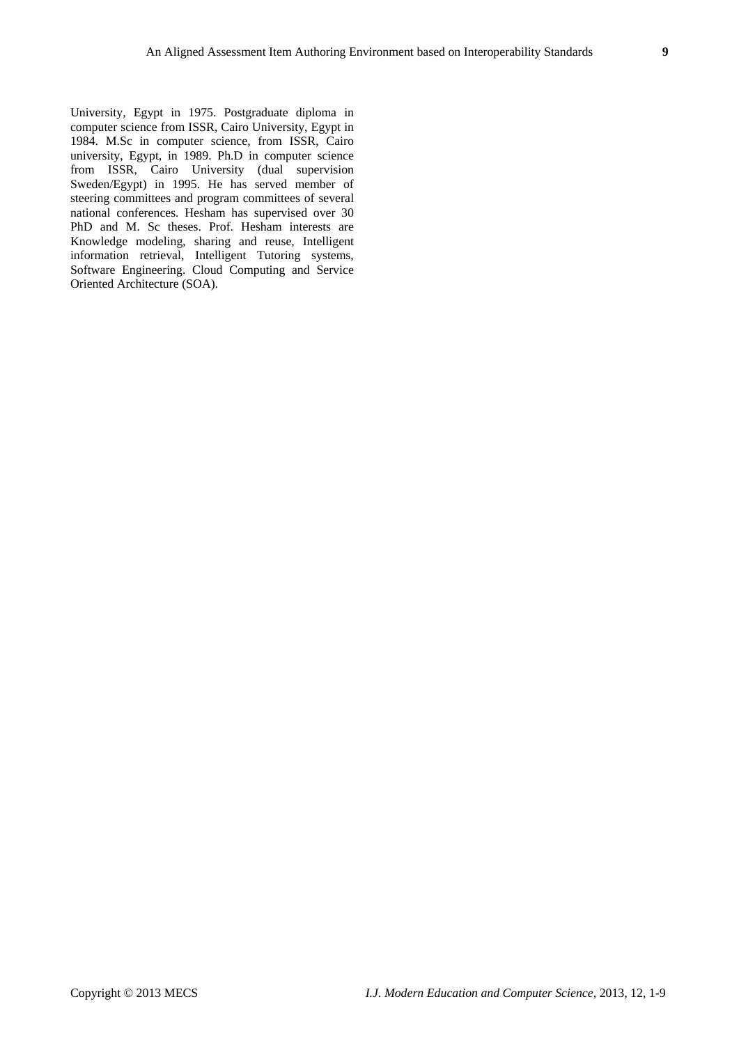University, Egypt in 1975. Postgraduate diploma in computer science from ISSR, Cairo University, Egypt in 1984. M.Sc in computer science, from ISSR, Cairo university, Egypt, in 1989. Ph.D in computer science from ISSR, Cairo University (dual supervision Sweden/Egypt) in 1995. He has served member of steering committees and program committees of several national conferences. Hesham has supervised over 30 PhD and M. Sc theses. Prof. Hesham interests are Knowledge modeling, sharing and reuse, Intelligent information retrieval, Intelligent Tutoring systems, Software Engineering. Cloud Computing and Service Oriented Architecture (SOA).